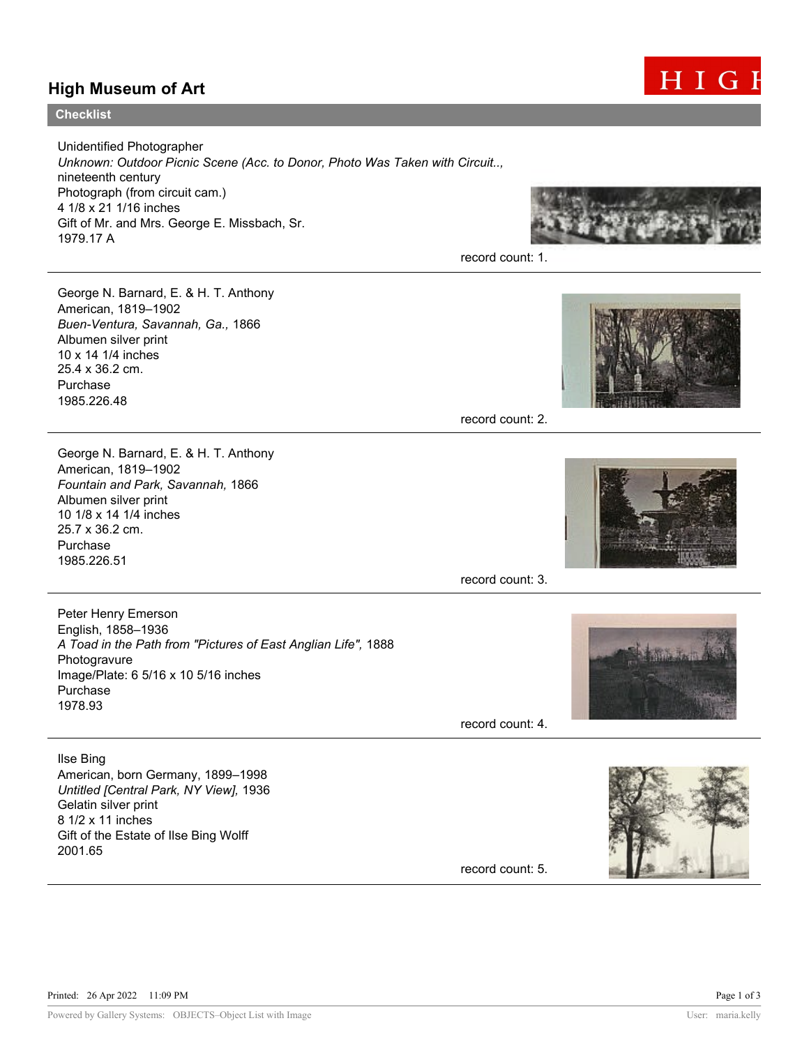# High Museum of Art

## Checklist

Unidentified Photographer
*Unknown: Outdoor Picnic Scene (Acc. to Donor, Photo Was Taken with Circuit..,*
nineteenth century
Photograph (from circuit cam.)
4 1/8 x 21 1/16 inches
Gift of Mr. and Mrs. George E. Missbach, Sr.
1979.17 A

record count: 1.

---

George N. Barnard, E. & H. T. Anthony
American, 1819–1902
*Buen-Ventura, Savannah, Ga.,* 1866
Albumen silver print
10 x 14 1/4 inches
25.4 x 36.2 cm.
Purchase
1985.226.48

record count: 2.

---

George N. Barnard, E. & H. T. Anthony
American, 1819–1902
*Fountain and Park, Savannah,* 1866
Albumen silver print
10 1/8 x 14 1/4 inches
25.7 x 36.2 cm.
Purchase
1985.226.51

record count: 3.

---

Peter Henry Emerson
English, 1858–1936
*A Toad in the Path from "Pictures of East Anglian Life",* 1888
Photogravure
Image/Plate: 6 5/16 x 10 5/16 inches
Purchase
1978.93

record count: 4.

---

Ilse Bing
American, born Germany, 1899–1998
*Untitled [Central Park, NY View],* 1936
Gelatin silver print
8 1/2 x 11 inches
Gift of the Estate of Ilse Bing Wolff
2001.65

record count: 5.

---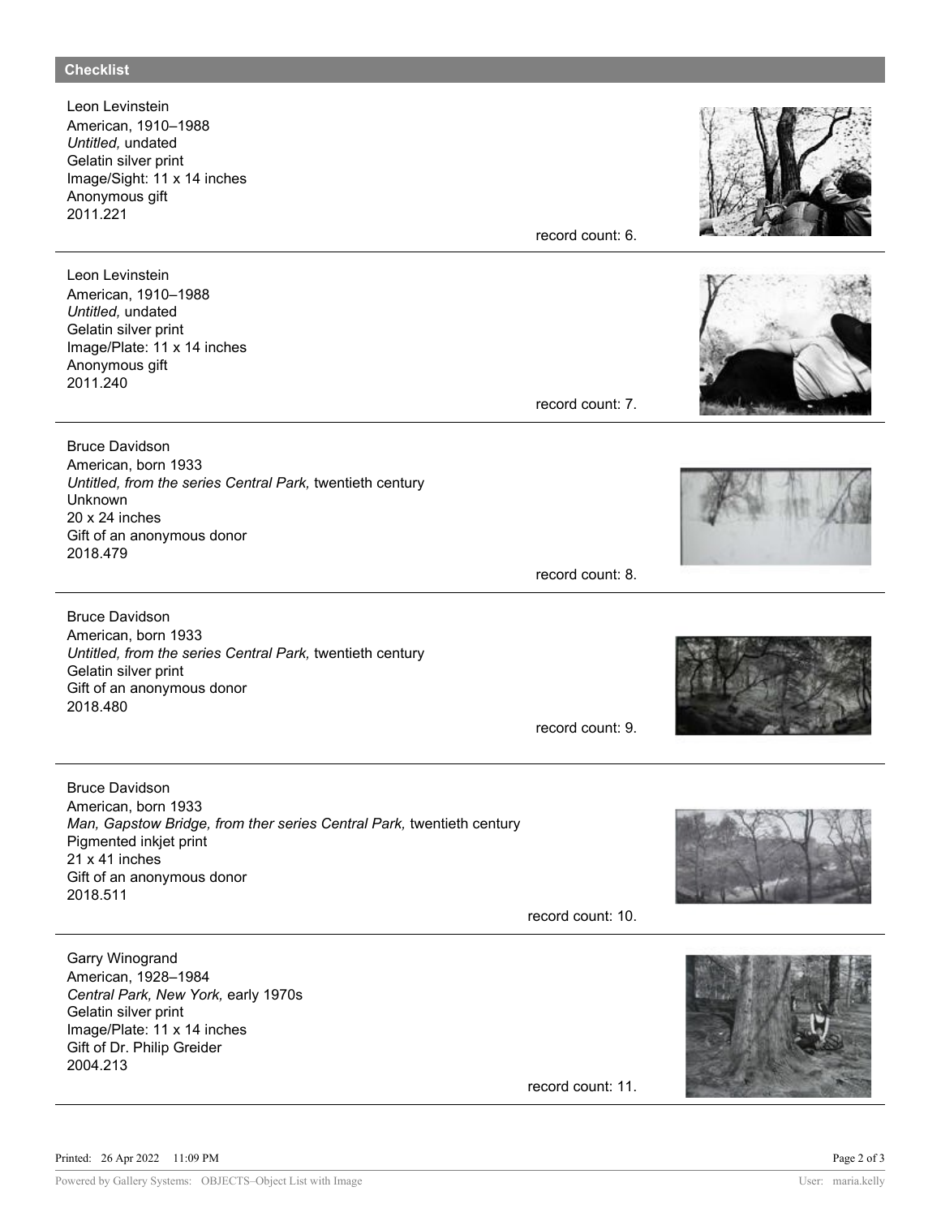## Checklist

Leon Levinstein
American, 1910–1988
*Untitled,* undated
Gelatin silver print
Image/Sight: 11 x 14 inches
Anonymous gift
2011.221

record count: 6.

---

Leon Levinstein
American, 1910–1988
*Untitled,* undated
Gelatin silver print
Image/Plate: 11 x 14 inches
Anonymous gift
2011.240

record count: 7.

---

Bruce Davidson
American, born 1933
*Untitled, from the series Central Park,* twentieth century
Unknown
20 x 24 inches
Gift of an anonymous donor
2018.479

record count: 8.

---

Bruce Davidson
American, born 1933
*Untitled, from the series Central Park,* twentieth century
Gelatin silver print
Gift of an anonymous donor
2018.480

record count: 9.

---

Bruce Davidson
American, born 1933
*Man, Gapstow Bridge, from ther series Central Park,* twentieth century
Pigmented inkjet print
21 x 41 inches
Gift of an anonymous donor
2018.511

record count: 10.

---

Garry Winogrand
American, 1928–1984
*Central Park, New York,* early 1970s
Gelatin silver print
Image/Plate: 11 x 14 inches
Gift of Dr. Philip Greider
2004.213

record count: 11.

---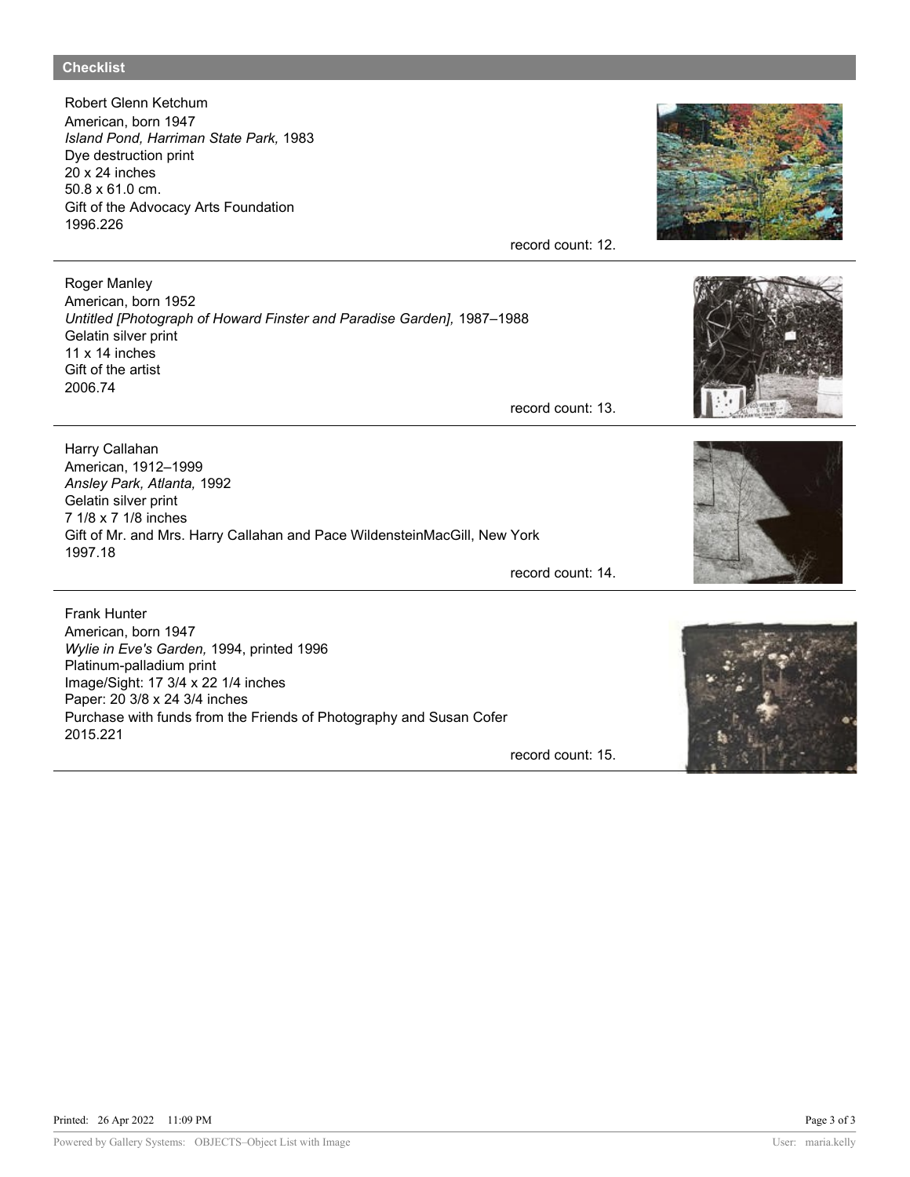## Checklist

Robert Glenn Ketchum
American, born 1947
*Island Pond, Harriman State Park,* 1983
Dye destruction print
20 x 24 inches
50.8 x 61.0 cm.
Gift of the Advocacy Arts Foundation
1996.226

record count: 12.

---

Roger Manley
American, born 1952
*Untitled [Photograph of Howard Finster and Paradise Garden],* 1987–1988
Gelatin silver print
11 x 14 inches
Gift of the artist
2006.74

record count: 13.

---

Harry Callahan
American, 1912–1999
*Ansley Park, Atlanta,* 1992
Gelatin silver print
7 1/8 x 7 1/8 inches
Gift of Mr. and Mrs. Harry Callahan and Pace WildensteinMacGill, New York
1997.18

record count: 14.

---

Frank Hunter
American, born 1947
*Wylie in Eve's Garden,* 1994, printed 1996
Platinum-palladium print
Image/Sight: 17 3/4 x 22 1/4 inches
Paper: 20 3/8 x 24 3/4 inches
Purchase with funds from the Friends of Photography and Susan Cofer
2015.221

record count: 15.

---

Printed: 26 Apr 2022 11:09 PM

Powered by Gallery Systems: OBJECTS–Object List with Image

User: maria.kelly